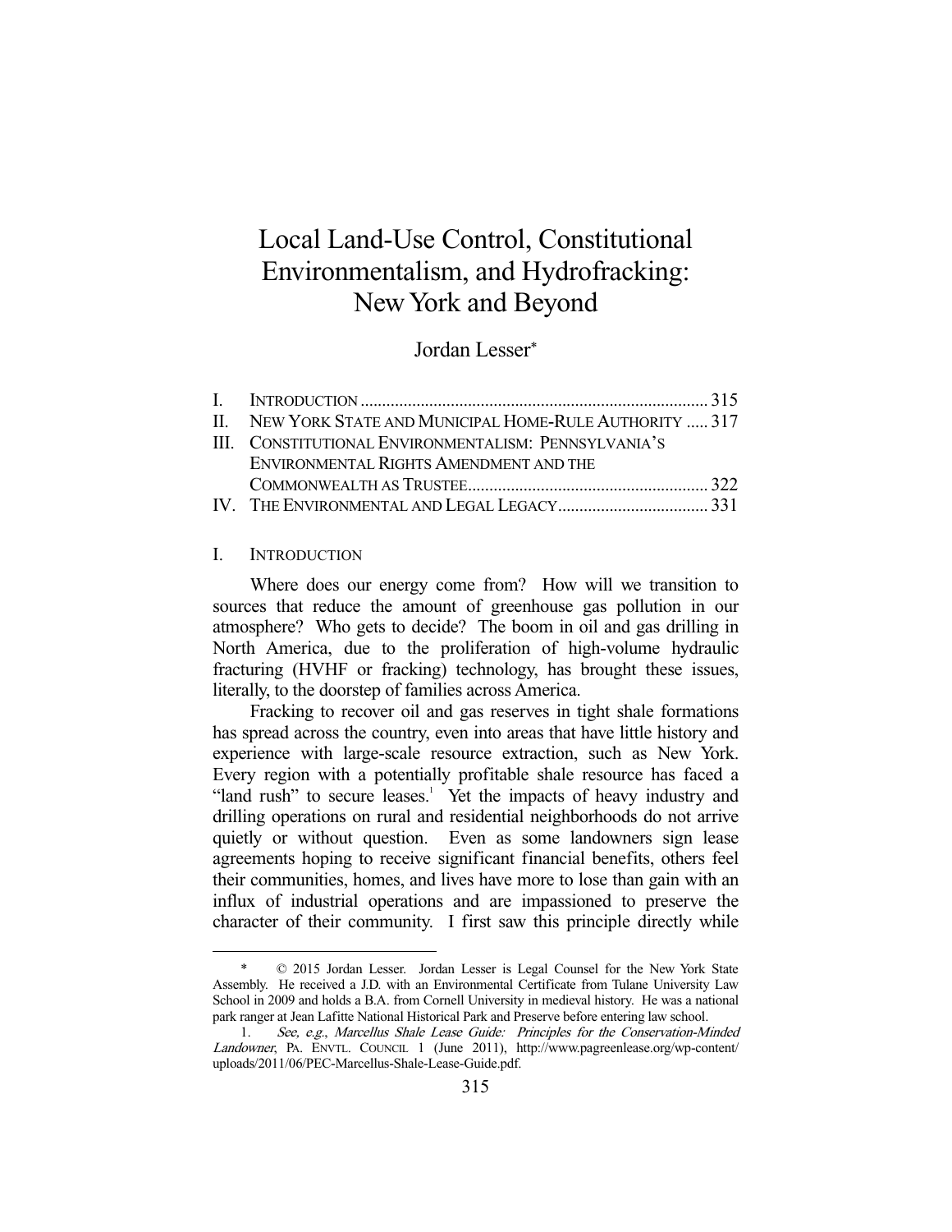# Local Land-Use Control, Constitutional Environmentalism, and Hydrofracking: New York and Beyond

Jordan Lesser*

| | | |
|---|---|---|
| I. | INTRODUCTION | 315 |
| II. | NEW YORK STATE AND MUNICIPAL HOME-RULE AUTHORITY | 317 |
| III. | CONSTITUTIONAL ENVIRONMENTALISM: PENNSYLVANIA'S ENVIRONMENTAL RIGHTS AMENDMENT AND THE COMMONWEALTH AS TRUSTEE | 322 |
| IV. | THE ENVIRONMENTAL AND LEGAL LEGACY | 331 |

## I. INTRODUCTION

Where does our energy come from? How will we transition to sources that reduce the amount of greenhouse gas pollution in our atmosphere? Who gets to decide? The boom in oil and gas drilling in North America, due to the proliferation of high-volume hydraulic fracturing (HVHF or fracking) technology, has brought these issues, literally, to the doorstep of families across America.

Fracking to recover oil and gas reserves in tight shale formations has spread across the country, even into areas that have little history and experience with large-scale resource extraction, such as New York. Every region with a potentially profitable shale resource has faced a "land rush" to secure leases.[1] Yet the impacts of heavy industry and drilling operations on rural and residential neighborhoods do not arrive quietly or without question. Even as some landowners sign lease agreements hoping to receive significant financial benefits, others feel their communities, homes, and lives have more to lose than gain with an influx of industrial operations and are impassioned to preserve the character of their community. I first saw this principle directly while

---

\* © 2015 Jordan Lesser. Jordan Lesser is Legal Counsel for the New York State Assembly. He received a J.D. with an Environmental Certificate from Tulane University Law School in 2009 and holds a B.A. from Cornell University in medieval history. He was a national park ranger at Jean Lafitte National Historical Park and Preserve before entering law school.

1. *See, e.g.*, *Marcellus Shale Lease Guide: Principles for the Conservation-Minded Landowner*, PA. ENVTL. COUNCIL 1 (June 2011), http://www.pagreenlease.org/wp-content/uploads/2011/06/PEC-Marcellus-Shale-Lease-Guide.pdf.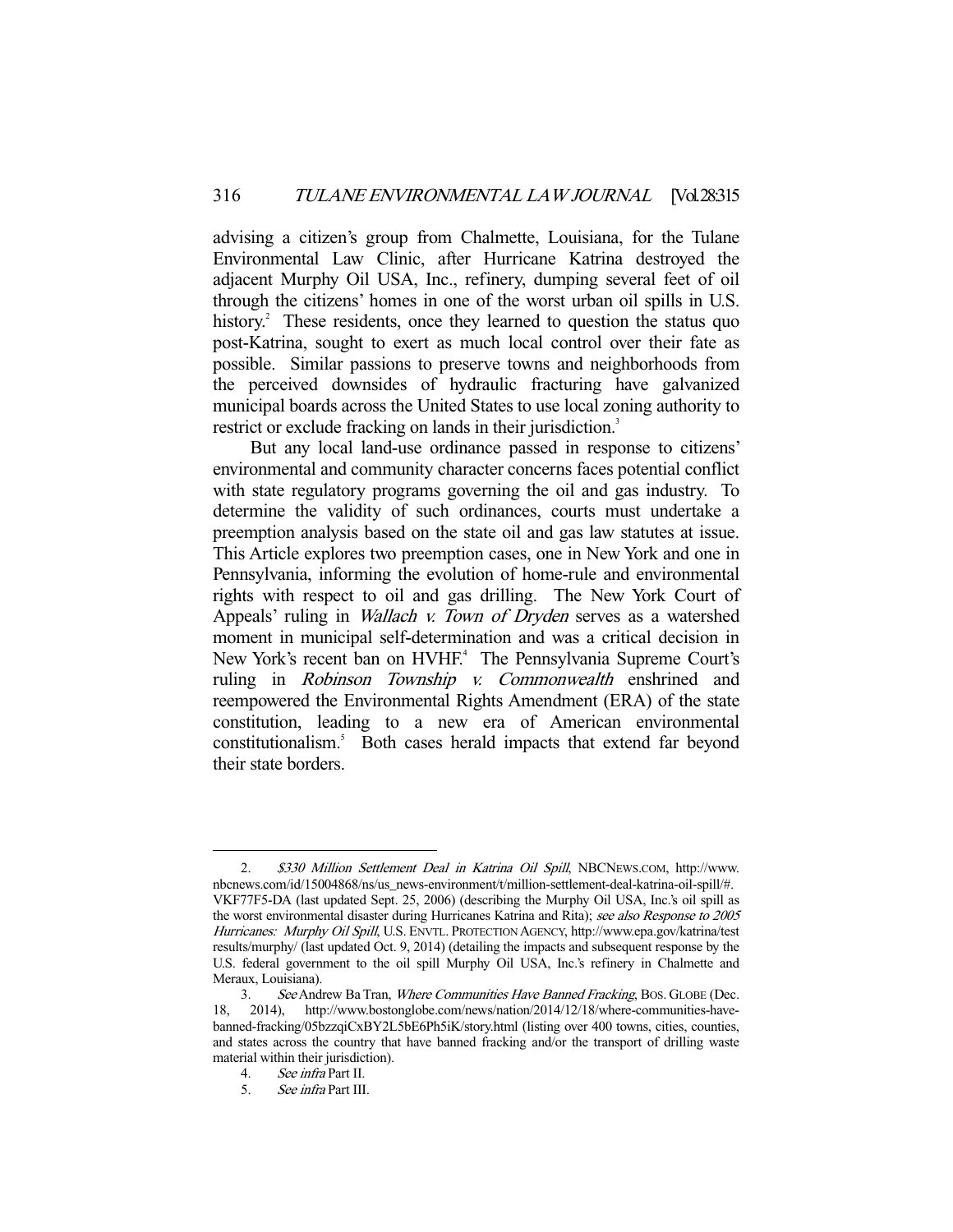advising a citizen's group from Chalmette, Louisiana, for the Tulane Environmental Law Clinic, after Hurricane Katrina destroyed the adjacent Murphy Oil USA, Inc., refinery, dumping several feet of oil through the citizens' homes in one of the worst urban oil spills in U.S. history.[2] These residents, once they learned to question the status quo post-Katrina, sought to exert as much local control over their fate as possible. Similar passions to preserve towns and neighborhoods from the perceived downsides of hydraulic fracturing have galvanized municipal boards across the United States to use local zoning authority to restrict or exclude fracking on lands in their jurisdiction.[3]

But any local land-use ordinance passed in response to citizens' environmental and community character concerns faces potential conflict with state regulatory programs governing the oil and gas industry. To determine the validity of such ordinances, courts must undertake a preemption analysis based on the state oil and gas law statutes at issue. This Article explores two preemption cases, one in New York and one in Pennsylvania, informing the evolution of home-rule and environmental rights with respect to oil and gas drilling. The New York Court of Appeals' ruling in *Wallach v. Town of Dryden* serves as a watershed moment in municipal self-determination and was a critical decision in New York's recent ban on HVHF.[4] The Pennsylvania Supreme Court's ruling in *Robinson Township v. Commonwealth* enshrined and reempowered the Environmental Rights Amendment (ERA) of the state constitution, leading to a new era of American environmental constitutionalism.[5] Both cases herald impacts that extend far beyond their state borders.

---

2. *$330 Million Settlement Deal in Katrina Oil Spill*, NBCNEWS.COM, http://www.nbcnews.com/id/15004868/ns/us_news-environment/t/million-settlement-deal-katrina-oil-spill/#.VKF77F5-DA (last updated Sept. 25, 2006) (describing the Murphy Oil USA, Inc.'s oil spill as the worst environmental disaster during Hurricanes Katrina and Rita); *see also Response to 2005 Hurricanes: Murphy Oil Spill*, U.S. ENVTL. PROTECTION AGENCY, http://www.epa.gov/katrina/testresults/murphy/ (last updated Oct. 9, 2014) (detailing the impacts and subsequent response by the U.S. federal government to the oil spill Murphy Oil USA, Inc.'s refinery in Chalmette and Meraux, Louisiana).

3. *See* Andrew Ba Tran, *Where Communities Have Banned Fracking*, BOS. GLOBE (Dec. 18, 2014), http://www.bostonglobe.com/news/nation/2014/12/18/where-communities-have-banned-fracking/05bzzqiCxBY2L5bE6Ph5iK/story.html (listing over 400 towns, cities, counties, and states across the country that have banned fracking and/or the transport of drilling waste material within their jurisdiction).

4. *See infra* Part II.

5. *See infra* Part III.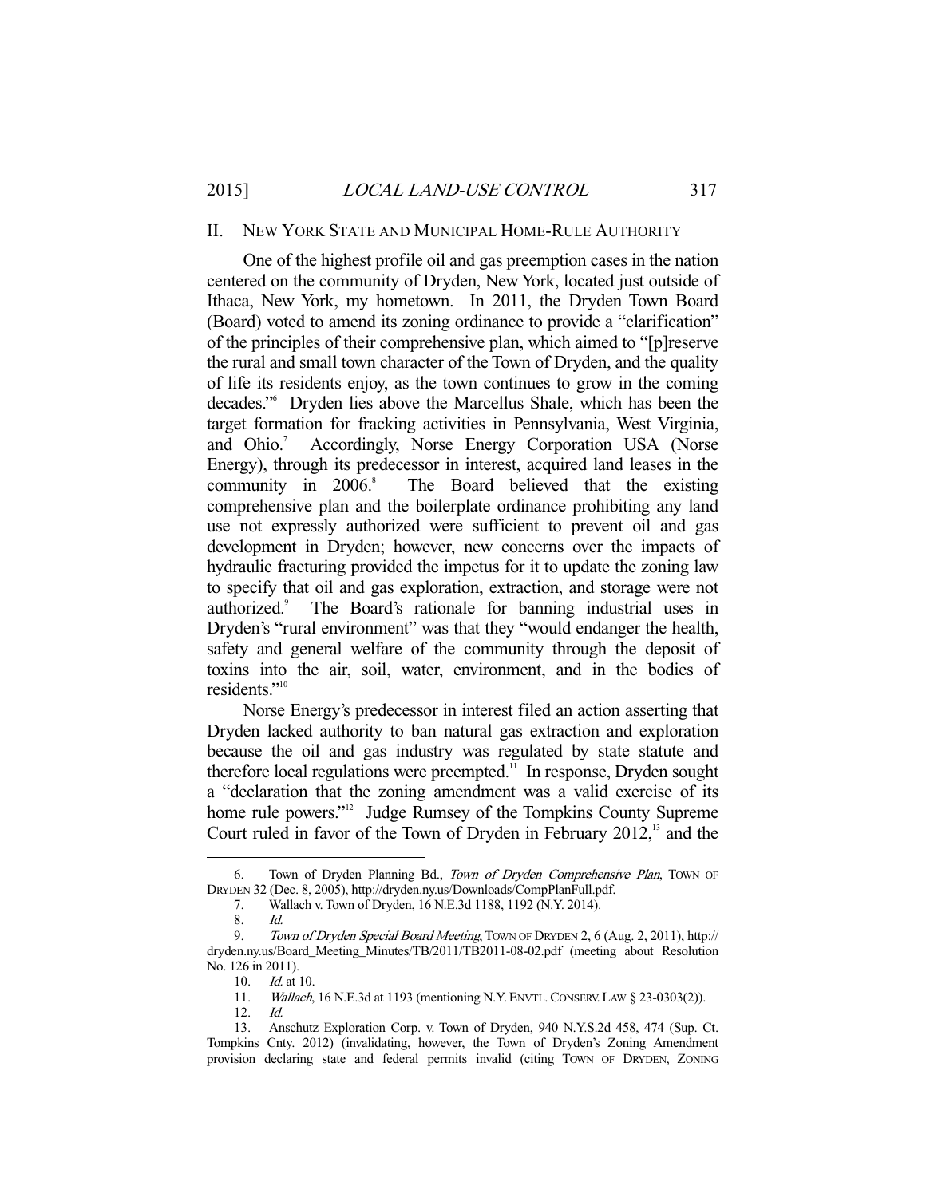## II. NEW YORK STATE AND MUNICIPAL HOME-RULE AUTHORITY

One of the highest profile oil and gas preemption cases in the nation centered on the community of Dryden, New York, located just outside of Ithaca, New York, my hometown. In 2011, the Dryden Town Board (Board) voted to amend its zoning ordinance to provide a "clarification" of the principles of their comprehensive plan, which aimed to "[p]reserve the rural and small town character of the Town of Dryden, and the quality of life its residents enjoy, as the town continues to grow in the coming decades."[6] Dryden lies above the Marcellus Shale, which has been the target formation for fracking activities in Pennsylvania, West Virginia, and Ohio.[7] Accordingly, Norse Energy Corporation USA (Norse Energy), through its predecessor in interest, acquired land leases in the community in 2006.[8] The Board believed that the existing comprehensive plan and the boilerplate ordinance prohibiting any land use not expressly authorized were sufficient to prevent oil and gas development in Dryden; however, new concerns over the impacts of hydraulic fracturing provided the impetus for it to update the zoning law to specify that oil and gas exploration, extraction, and storage were not authorized.[9] The Board's rationale for banning industrial uses in Dryden's "rural environment" was that they "would endanger the health, safety and general welfare of the community through the deposit of toxins into the air, soil, water, environment, and in the bodies of residents."[10]

Norse Energy's predecessor in interest filed an action asserting that Dryden lacked authority to ban natural gas extraction and exploration because the oil and gas industry was regulated by state statute and therefore local regulations were preempted.[11] In response, Dryden sought a "declaration that the zoning amendment was a valid exercise of its home rule powers."[12] Judge Rumsey of the Tompkins County Supreme Court ruled in favor of the Town of Dryden in February 2012,[13] and the

---

6. Town of Dryden Planning Bd., *Town of Dryden Comprehensive Plan*, TOWN OF DRYDEN 32 (Dec. 8, 2005), http://dryden.ny.us/Downloads/CompPlanFull.pdf.

7. Wallach v. Town of Dryden, 16 N.E.3d 1188, 1192 (N.Y. 2014).

8. *Id.*

9. *Town of Dryden Special Board Meeting*, TOWN OF DRYDEN 2, 6 (Aug. 2, 2011), http://dryden.ny.us/Board_Meeting_Minutes/TB/2011/TB2011-08-02.pdf (meeting about Resolution No. 126 in 2011).

10. *Id.* at 10.

11. *Wallach*, 16 N.E.3d at 1193 (mentioning N.Y. ENVTL. CONSERV. LAW § 23-0303(2)).

12. *Id.*

13. Anschutz Exploration Corp. v. Town of Dryden, 940 N.Y.S.2d 458, 474 (Sup. Ct. Tompkins Cnty. 2012) (invalidating, however, the Town of Dryden's Zoning Amendment provision declaring state and federal permits invalid (citing TOWN OF DRYDEN, ZONING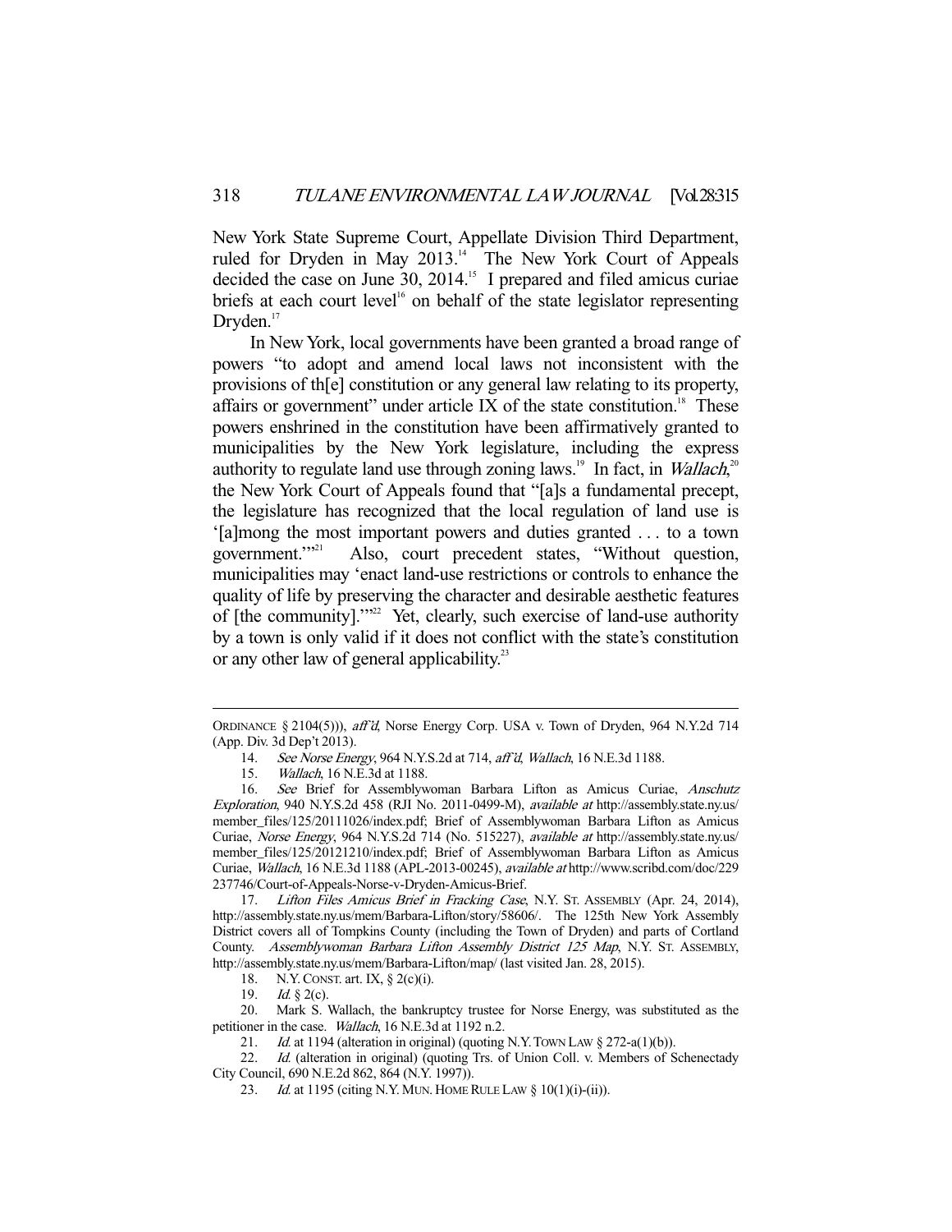New York State Supreme Court, Appellate Division Third Department, ruled for Dryden in May 2013.[14] The New York Court of Appeals decided the case on June 30, 2014.[15] I prepared and filed amicus curiae briefs at each court level[16] on behalf of the state legislator representing Dryden.[17]

In New York, local governments have been granted a broad range of powers "to adopt and amend local laws not inconsistent with the provisions of th[e] constitution or any general law relating to its property, affairs or government" under article IX of the state constitution.[18] These powers enshrined in the constitution have been affirmatively granted to municipalities by the New York legislature, including the express authority to regulate land use through zoning laws.[19] In fact, in *Wallach*,[20] the New York Court of Appeals found that "[a]s a fundamental precept, the legislature has recognized that the local regulation of land use is '[a]mong the most important powers and duties granted . . . to a town government.'"[21] Also, court precedent states, "Without question, municipalities may 'enact land-use restrictions or controls to enhance the quality of life by preserving the character and desirable aesthetic features of [the community].'"[22] Yet, clearly, such exercise of land-use authority by a town is only valid if it does not conflict with the state's constitution or any other law of general applicability.[23]

---

ORDINANCE § 2104(5))), *aff'd*, Norse Energy Corp. USA v. Town of Dryden, 964 N.Y.2d 714 (App. Div. 3d Dep't 2013).

14. *See Norse Energy*, 964 N.Y.S.2d at 714, *aff'd*, *Wallach*, 16 N.E.3d 1188.

15. *Wallach*, 16 N.E.3d at 1188.

16. *See* Brief for Assemblywoman Barbara Lifton as Amicus Curiae, *Anschutz Exploration*, 940 N.Y.S.2d 458 (RJI No. 2011-0499-M), *available at* http://assembly.state.ny.us/member_files/125/20111026/index.pdf; Brief of Assemblywoman Barbara Lifton as Amicus Curiae, *Norse Energy*, 964 N.Y.S.2d 714 (No. 515227), *available at* http://assembly.state.ny.us/member_files/125/20121210/index.pdf; Brief of Assemblywoman Barbara Lifton as Amicus Curiae, *Wallach*, 16 N.E.3d 1188 (APL-2013-00245), *available at* http://www.scribd.com/doc/229237746/Court-of-Appeals-Norse-v-Dryden-Amicus-Brief.

17. *Lifton Files Amicus Brief in Fracking Case*, N.Y. ST. ASSEMBLY (Apr. 24, 2014), http://assembly.state.ny.us/mem/Barbara-Lifton/story/58606/. The 125th New York Assembly District covers all of Tompkins County (including the Town of Dryden) and parts of Cortland County. *Assemblywoman Barbara Lifton Assembly District 125 Map*, N.Y. ST. ASSEMBLY, http://assembly.state.ny.us/mem/Barbara-Lifton/map/ (last visited Jan. 28, 2015).

18. N.Y. CONST. art. IX, § 2(c)(i).

19. *Id.* § 2(c).

20. Mark S. Wallach, the bankruptcy trustee for Norse Energy, was substituted as the petitioner in the case. *Wallach*, 16 N.E.3d at 1192 n.2.

21. *Id.* at 1194 (alteration in original) (quoting N.Y. TOWN LAW § 272-a(1)(b)).

22. *Id.* (alteration in original) (quoting Trs. of Union Coll. v. Members of Schenectady City Council, 690 N.E.2d 862, 864 (N.Y. 1997)).

23. *Id.* at 1195 (citing N.Y. MUN. HOME RULE LAW § 10(1)(i)-(ii)).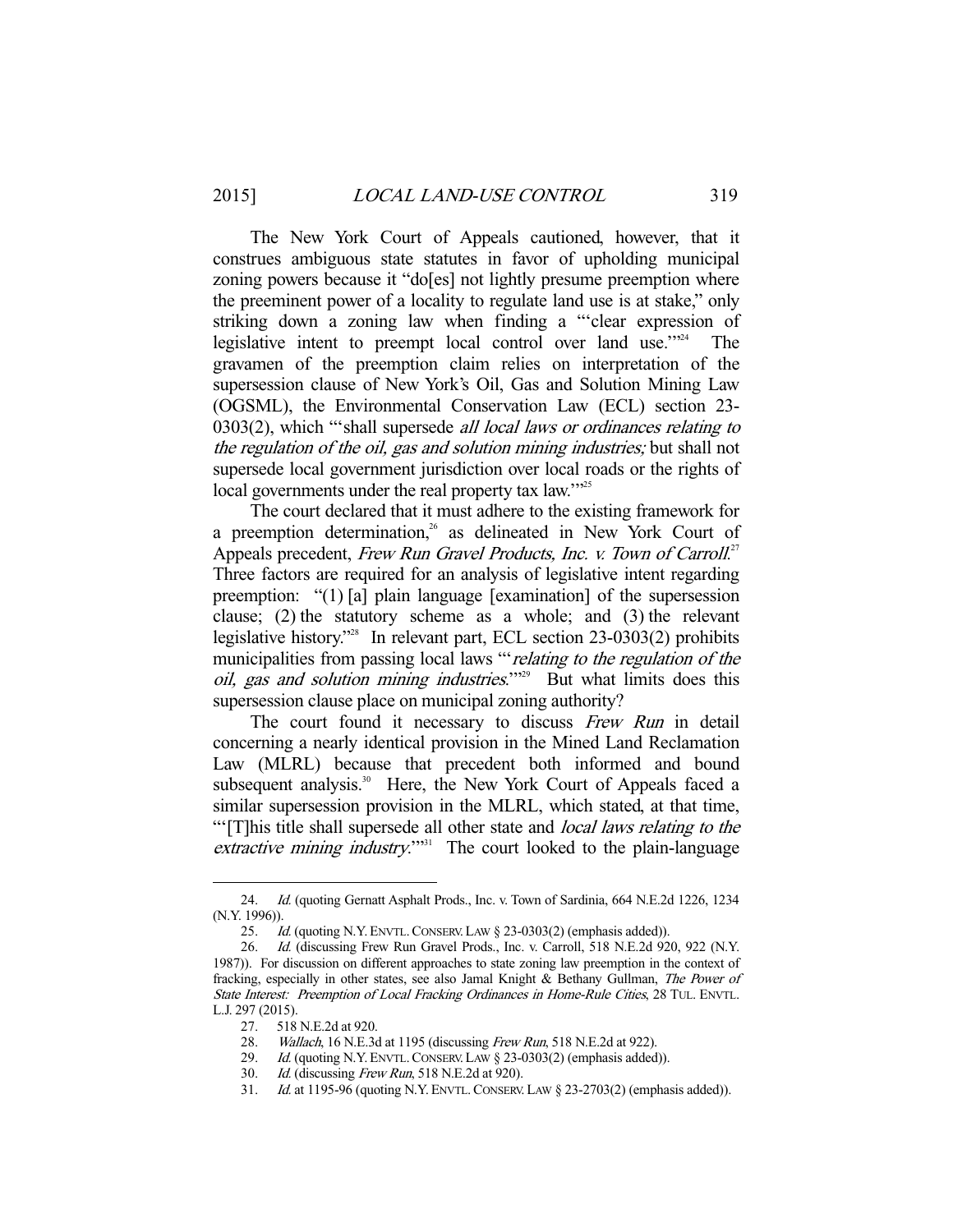The New York Court of Appeals cautioned, however, that it construes ambiguous state statutes in favor of upholding municipal zoning powers because it "do[es] not lightly presume preemption where the preeminent power of a locality to regulate land use is at stake," only striking down a zoning law when finding a "'clear expression of legislative intent to preempt local control over land use.'"[24] The gravamen of the preemption claim relies on interpretation of the supersession clause of New York's Oil, Gas and Solution Mining Law (OGSML), the Environmental Conservation Law (ECL) section 23-0303(2), which "'shall supersede *all local laws or ordinances relating to the regulation of the oil, gas and solution mining industries;* but shall not supersede local government jurisdiction over local roads or the rights of local governments under the real property tax law.'"[25]

The court declared that it must adhere to the existing framework for a preemption determination,[26] as delineated in New York Court of Appeals precedent, *Frew Run Gravel Products, Inc. v. Town of Carroll*.[27] Three factors are required for an analysis of legislative intent regarding preemption: "(1) [a] plain language [examination] of the supersession clause; (2) the statutory scheme as a whole; and (3) the relevant legislative history."[28] In relevant part, ECL section 23-0303(2) prohibits municipalities from passing local laws "'*relating to the regulation of the oil, gas and solution mining industries*.'"[29] But what limits does this supersession clause place on municipal zoning authority?

The court found it necessary to discuss *Frew Run* in detail concerning a nearly identical provision in the Mined Land Reclamation Law (MLRL) because that precedent both informed and bound subsequent analysis.[30] Here, the New York Court of Appeals faced a similar supersession provision in the MLRL, which stated, at that time, "'[T]his title shall supersede all other state and *local laws relating to the extractive mining industry*.'"[31] The court looked to the plain-language

---

24. *Id.* (quoting Gernatt Asphalt Prods., Inc. v. Town of Sardinia, 664 N.E.2d 1226, 1234 (N.Y. 1996)).

25. *Id.* (quoting N.Y. ENVTL. CONSERV. LAW § 23-0303(2) (emphasis added)).

26. *Id.* (discussing Frew Run Gravel Prods., Inc. v. Carroll, 518 N.E.2d 920, 922 (N.Y. 1987)). For discussion on different approaches to state zoning law preemption in the context of fracking, especially in other states, see also Jamal Knight & Bethany Gullman, *The Power of State Interest: Preemption of Local Fracking Ordinances in Home-Rule Cities*, 28 TUL. ENVTL. L.J. 297 (2015).

27. 518 N.E.2d at 920.

28. *Wallach*, 16 N.E.3d at 1195 (discussing *Frew Run*, 518 N.E.2d at 922).

29. *Id.* (quoting N.Y. ENVTL. CONSERV. LAW § 23-0303(2) (emphasis added)).

30. *Id.* (discussing *Frew Run*, 518 N.E.2d at 920).

31. *Id.* at 1195-96 (quoting N.Y. ENVTL. CONSERV. LAW § 23-2703(2) (emphasis added)).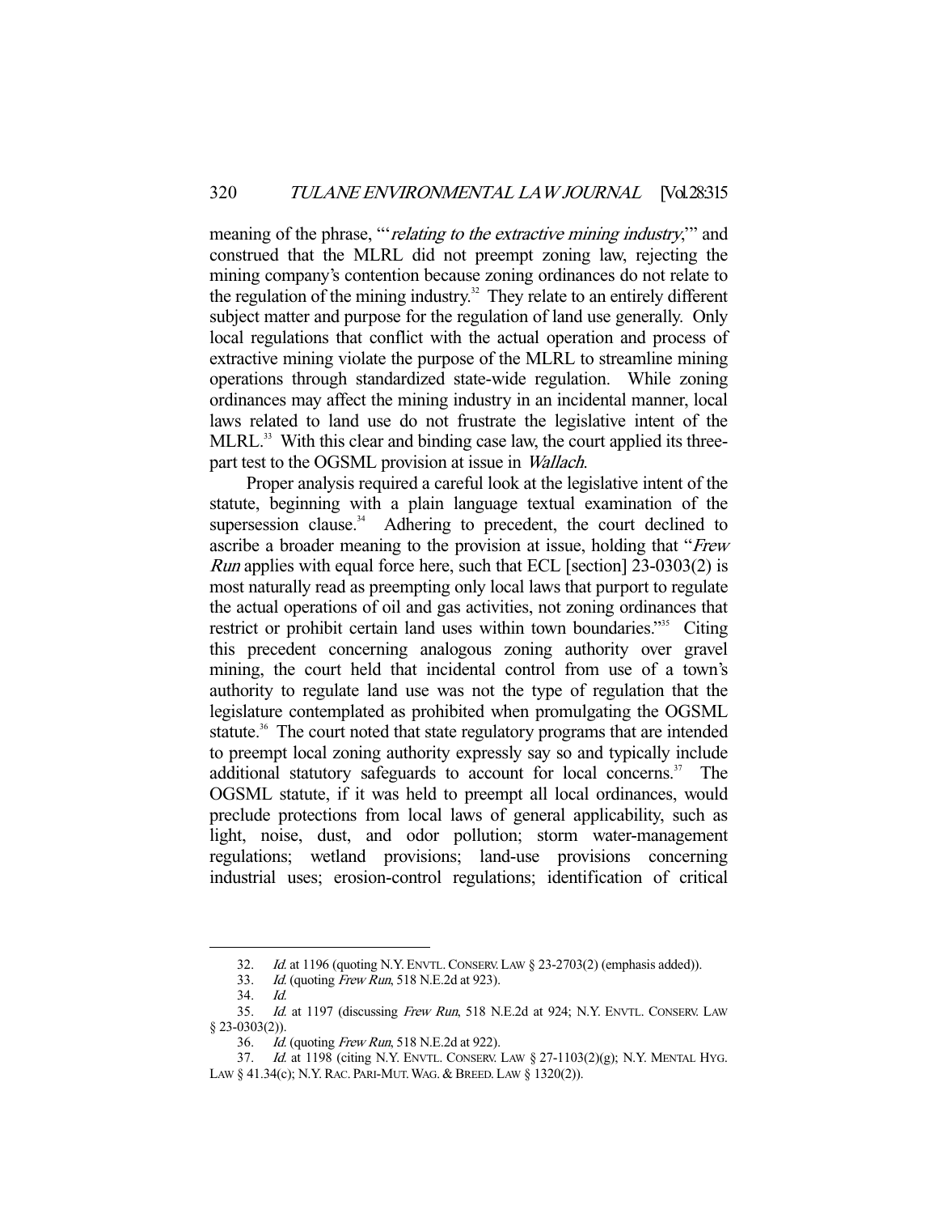meaning of the phrase, "'*relating to the extractive mining industry*,'" and construed that the MLRL did not preempt zoning law, rejecting the mining company's contention because zoning ordinances do not relate to the regulation of the mining industry.[32] They relate to an entirely different subject matter and purpose for the regulation of land use generally. Only local regulations that conflict with the actual operation and process of extractive mining violate the purpose of the MLRL to streamline mining operations through standardized state-wide regulation. While zoning ordinances may affect the mining industry in an incidental manner, local laws related to land use do not frustrate the legislative intent of the MLRL.[33] With this clear and binding case law, the court applied its three-part test to the OGSML provision at issue in *Wallach*.

Proper analysis required a careful look at the legislative intent of the statute, beginning with a plain language textual examination of the supersession clause.[34] Adhering to precedent, the court declined to ascribe a broader meaning to the provision at issue, holding that "*Frew Run* applies with equal force here, such that ECL [section] 23-0303(2) is most naturally read as preempting only local laws that purport to regulate the actual operations of oil and gas activities, not zoning ordinances that restrict or prohibit certain land uses within town boundaries."[35] Citing this precedent concerning analogous zoning authority over gravel mining, the court held that incidental control from use of a town's authority to regulate land use was not the type of regulation that the legislature contemplated as prohibited when promulgating the OGSML statute.[36] The court noted that state regulatory programs that are intended to preempt local zoning authority expressly say so and typically include additional statutory safeguards to account for local concerns.[37] The OGSML statute, if it was held to preempt all local ordinances, would preclude protections from local laws of general applicability, such as light, noise, dust, and odor pollution; storm water-management regulations; wetland provisions; land-use provisions concerning industrial uses; erosion-control regulations; identification of critical

---

32. *Id.* at 1196 (quoting N.Y. ENVTL. CONSERV. LAW § 23-2703(2) (emphasis added)).

33. *Id.* (quoting *Frew Run*, 518 N.E.2d at 923).

34. *Id.*

35. *Id.* at 1197 (discussing *Frew Run*, 518 N.E.2d at 924; N.Y. ENVTL. CONSERV. LAW § 23-0303(2)).

36. *Id.* (quoting *Frew Run*, 518 N.E.2d at 922).

37. *Id.* at 1198 (citing N.Y. ENVTL. CONSERV. LAW § 27-1103(2)(g); N.Y. MENTAL HYG. LAW § 41.34(c); N.Y. RAC. PARI-MUT. WAG. & BREED. LAW § 1320(2)).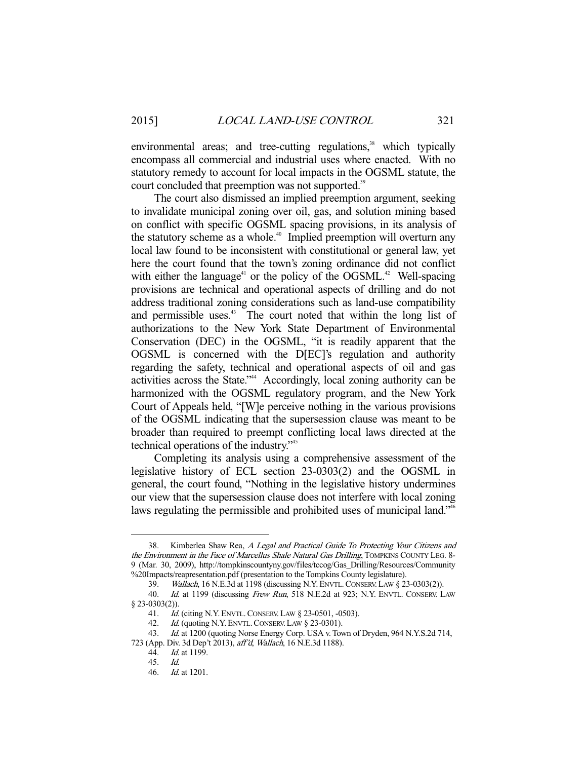environmental areas; and tree-cutting regulations,[38] which typically encompass all commercial and industrial uses where enacted. With no statutory remedy to account for local impacts in the OGSML statute, the court concluded that preemption was not supported.[39]

The court also dismissed an implied preemption argument, seeking to invalidate municipal zoning over oil, gas, and solution mining based on conflict with specific OGSML spacing provisions, in its analysis of the statutory scheme as a whole.[40] Implied preemption will overturn any local law found to be inconsistent with constitutional or general law, yet here the court found that the town's zoning ordinance did not conflict with either the language[41] or the policy of the OGSML.[42] Well-spacing provisions are technical and operational aspects of drilling and do not address traditional zoning considerations such as land-use compatibility and permissible uses.[43] The court noted that within the long list of authorizations to the New York State Department of Environmental Conservation (DEC) in the OGSML, "it is readily apparent that the OGSML is concerned with the D[EC]'s regulation and authority regarding the safety, technical and operational aspects of oil and gas activities across the State."[44] Accordingly, local zoning authority can be harmonized with the OGSML regulatory program, and the New York Court of Appeals held, "[W]e perceive nothing in the various provisions of the OGSML indicating that the supersession clause was meant to be broader than required to preempt conflicting local laws directed at the technical operations of the industry."[45]

Completing its analysis using a comprehensive assessment of the legislative history of ECL section 23-0303(2) and the OGSML in general, the court found, "Nothing in the legislative history undermines our view that the supersession clause does not interfere with local zoning laws regulating the permissible and prohibited uses of municipal land."[46]

---

38. Kimberlea Shaw Rea, *A Legal and Practical Guide To Protecting Your Citizens and the Environment in the Face of Marcellus Shale Natural Gas Drilling*, TOMPKINS COUNTY LEG. 8-9 (Mar. 30, 2009), http://tompkinscountyny.gov/files/tccog/Gas_Drilling/Resources/Community%20Impacts/reapresentation.pdf (presentation to the Tompkins County legislature).

39. *Wallach*, 16 N.E.3d at 1198 (discussing N.Y. ENVTL. CONSERV. LAW § 23-0303(2)).

40. *Id.* at 1199 (discussing *Frew Run*, 518 N.E.2d at 923; N.Y. ENVTL. CONSERV. LAW § 23-0303(2)).

41. *Id.* (citing N.Y. ENVTL. CONSERV. LAW § 23-0501, -0503).

42. *Id.* (quoting N.Y. ENVTL. CONSERV. LAW § 23-0301).

43. *Id.* at 1200 (quoting Norse Energy Corp. USA v. Town of Dryden, 964 N.Y.S.2d 714, 723 (App. Div. 3d Dep't 2013), *aff'd*, *Wallach*, 16 N.E.3d 1188).

44. *Id.* at 1199.

45. *Id.*

46. *Id.* at 1201.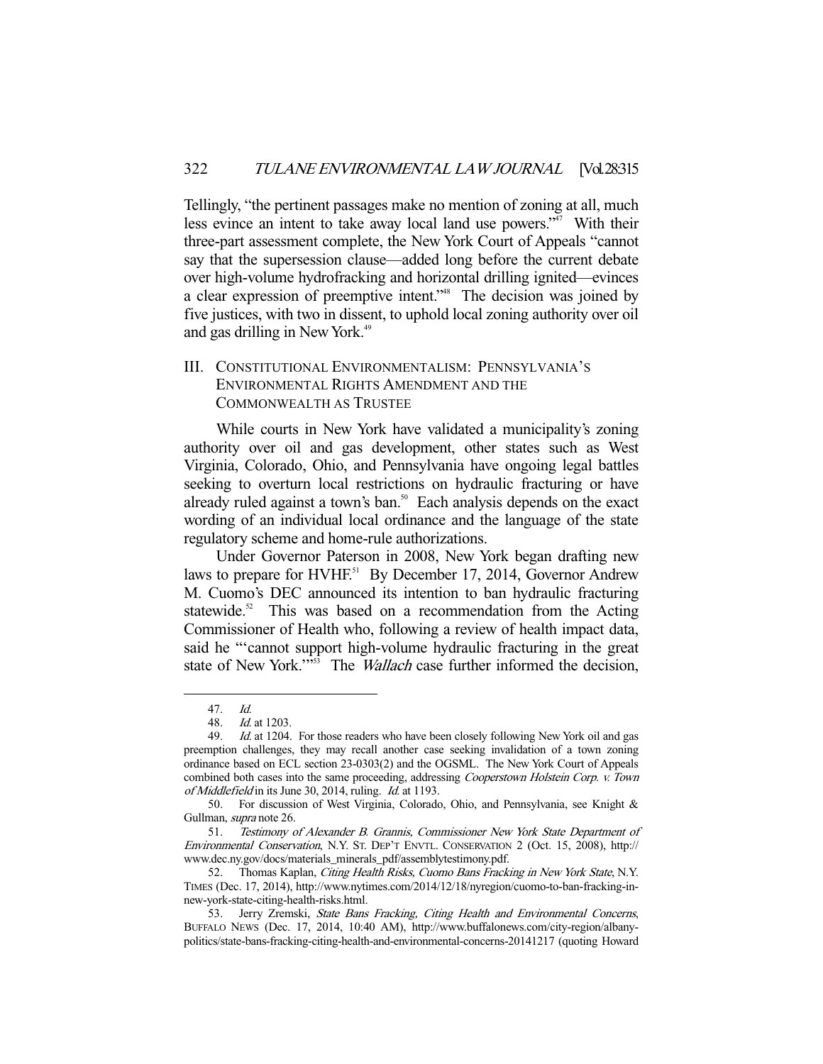Tellingly, "the pertinent passages make no mention of zoning at all, much less evince an intent to take away local land use powers."[47] With their three-part assessment complete, the New York Court of Appeals "cannot say that the supersession clause—added long before the current debate over high-volume hydrofracking and horizontal drilling ignited—evinces a clear expression of preemptive intent."[48] The decision was joined by five justices, with two in dissent, to uphold local zoning authority over oil and gas drilling in New York.[49]

## III. Constitutional Environmentalism: Pennsylvania's Environmental Rights Amendment and the Commonwealth as Trustee

While courts in New York have validated a municipality's zoning authority over oil and gas development, other states such as West Virginia, Colorado, Ohio, and Pennsylvania have ongoing legal battles seeking to overturn local restrictions on hydraulic fracturing or have already ruled against a town's ban.[50] Each analysis depends on the exact wording of an individual local ordinance and the language of the state regulatory scheme and home-rule authorizations.

Under Governor Paterson in 2008, New York began drafting new laws to prepare for HVHF.[51] By December 17, 2014, Governor Andrew M. Cuomo's DEC announced its intention to ban hydraulic fracturing statewide.[52] This was based on a recommendation from the Acting Commissioner of Health who, following a review of health impact data, said he "'cannot support high-volume hydraulic fracturing in the great state of New York.'"[53] The *Wallach* case further informed the decision,

---

47. *Id.*

48. *Id.* at 1203.

49. *Id.* at 1204. For those readers who have been closely following New York oil and gas preemption challenges, they may recall another case seeking invalidation of a town zoning ordinance based on ECL section 23-0303(2) and the OGSML. The New York Court of Appeals combined both cases into the same proceeding, addressing *Cooperstown Holstein Corp. v. Town of Middlefield* in its June 30, 2014, ruling. *Id.* at 1193.

50. For discussion of West Virginia, Colorado, Ohio, and Pennsylvania, see Knight & Gullman, *supra* note 26.

51. *Testimony of Alexander B. Grannis, Commissioner New York State Department of Environmental Conservation*, N.Y. ST. DEP'T ENVTL. CONSERVATION 2 (Oct. 15, 2008), http://www.dec.ny.gov/docs/materials_minerals_pdf/assemblytestimony.pdf.

52. Thomas Kaplan, *Citing Health Risks, Cuomo Bans Fracking in New York State*, N.Y. TIMES (Dec. 17, 2014), http://www.nytimes.com/2014/12/18/nyregion/cuomo-to-ban-fracking-in-new-york-state-citing-health-risks.html.

53. Jerry Zremski, *State Bans Fracking, Citing Health and Environmental Concerns*, BUFFALO NEWS (Dec. 17, 2014, 10:40 AM), http://www.buffalonews.com/city-region/albany-politics/state-bans-fracking-citing-health-and-environmental-concerns-20141217 (quoting Howard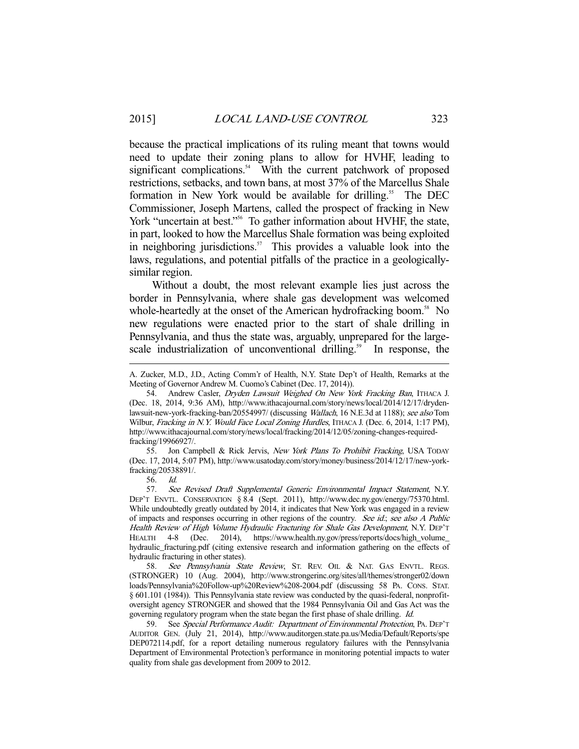because the practical implications of its ruling meant that towns would need to update their zoning plans to allow for HVHF, leading to significant complications.[54] With the current patchwork of proposed restrictions, setbacks, and town bans, at most 37% of the Marcellus Shale formation in New York would be available for drilling.[55] The DEC Commissioner, Joseph Martens, called the prospect of fracking in New York "uncertain at best."[56] To gather information about HVHF, the state, in part, looked to how the Marcellus Shale formation was being exploited in neighboring jurisdictions.[57] This provides a valuable look into the laws, regulations, and potential pitfalls of the practice in a geologically-similar region.

Without a doubt, the most relevant example lies just across the border in Pennsylvania, where shale gas development was welcomed whole-heartedly at the onset of the American hydrofracking boom.[58] No new regulations were enacted prior to the start of shale drilling in Pennsylvania, and thus the state was, arguably, unprepared for the large-scale industrialization of unconventional drilling.[59] In response, the

---

A. Zucker, M.D., J.D., Acting Comm'r of Health, N.Y. State Dep't of Health, Remarks at the Meeting of Governor Andrew M. Cuomo's Cabinet (Dec. 17, 2014)).

54. Andrew Casler, *Dryden Lawsuit Weighed On New York Fracking Ban*, ITHACA J. (Dec. 18, 2014, 9:36 AM), http://www.ithacajournal.com/story/news/local/2014/12/17/dryden-lawsuit-new-york-fracking-ban/20554997/ (discussing *Wallach*, 16 N.E.3d at 1188); *see also* Tom Wilbur, *Fracking in N.Y. Would Face Local Zoning Hurdles*, ITHACA J. (Dec. 6, 2014, 1:17 PM), http://www.ithacajournal.com/story/news/local/fracking/2014/12/05/zoning-changes-required-fracking/19966927/.

55. Jon Campbell & Rick Jervis, *New York Plans To Prohibit Fracking*, USA TODAY (Dec. 17, 2014, 5:07 PM), http://www.usatoday.com/story/money/business/2014/12/17/new-york-fracking/20538891/.

56. *Id.*

57. *See Revised Draft Supplemental Generic Environmental Impact Statement*, N.Y. DEP'T ENVTL. CONSERVATION § 8.4 (Sept. 2011), http://www.dec.ny.gov/energy/75370.html. While undoubtedly greatly outdated by 2014, it indicates that New York was engaged in a review of impacts and responses occurring in other regions of the country. *See id.*; *see also A Public Health Review of High Volume Hydraulic Fracturing for Shale Gas Development*, N.Y. DEP'T HEALTH 4-8 (Dec. 2014), https://www.health.ny.gov/press/reports/docs/high_volume_hydraulic_fracturing.pdf (citing extensive research and information gathering on the effects of hydraulic fracturing in other states).

58. *See Pennsylvania State Review*, ST. REV. OIL & NAT. GAS ENVTL. REGS. (STRONGER) 10 (Aug. 2004), http://www.strongerinc.org/sites/all/themes/stronger02/downloads/Pennsylvania%20Follow-up%20Review%208-2004.pdf (discussing 58 PA. CONS. STAT. § 601.101 (1984)). This Pennsylvania state review was conducted by the quasi-federal, nonprofit-oversight agency STRONGER and showed that the 1984 Pennsylvania Oil and Gas Act was the governing regulatory program when the state began the first phase of shale drilling. *Id.*

59. See *Special Performance Audit: Department of Environmental Protection*, PA. DEP'T AUDITOR GEN. (July 21, 2014), http://www.auditorgen.state.pa.us/Media/Default/Reports/speDEP072114.pdf, for a report detailing numerous regulatory failures with the Pennsylvania Department of Environmental Protection's performance in monitoring potential impacts to water quality from shale gas development from 2009 to 2012.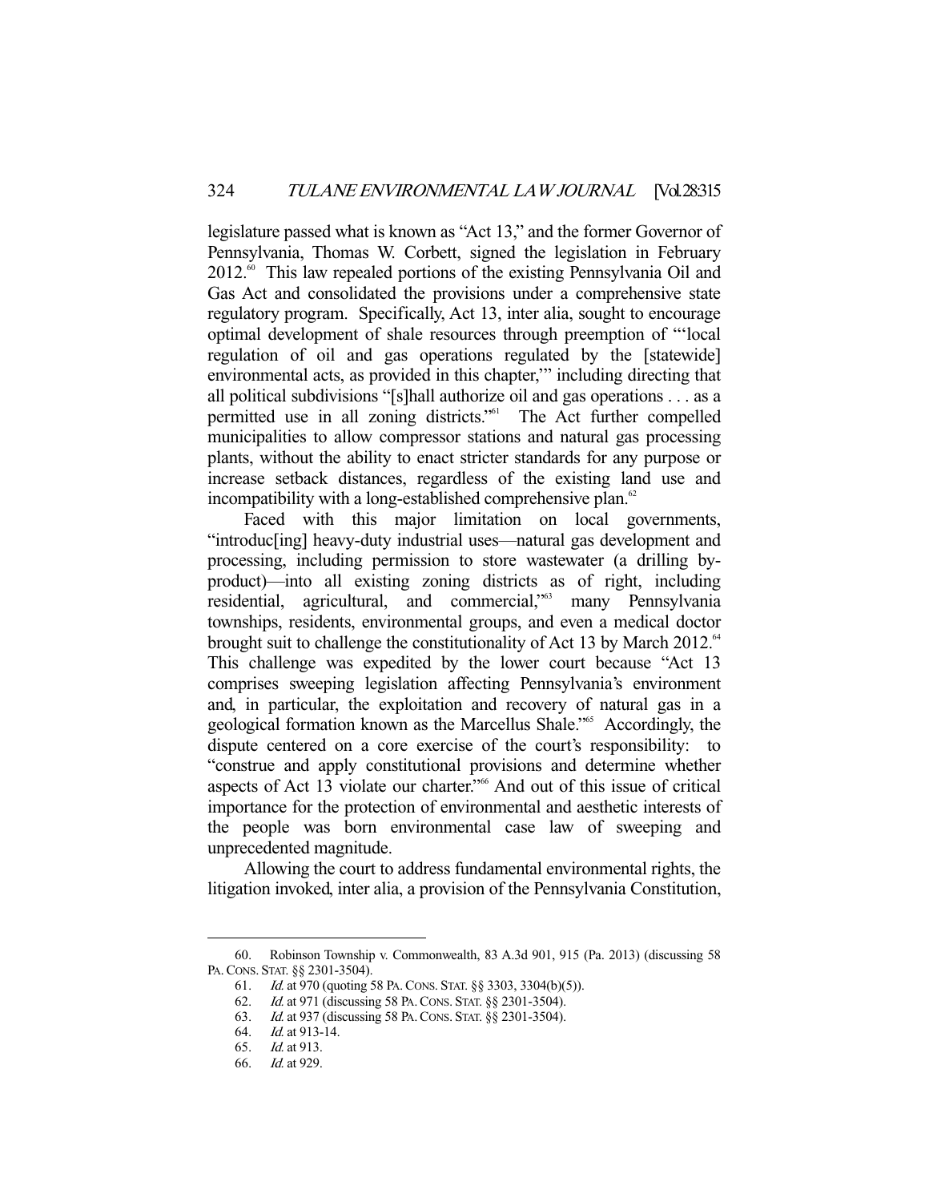legislature passed what is known as "Act 13," and the former Governor of Pennsylvania, Thomas W. Corbett, signed the legislation in February 2012.[60] This law repealed portions of the existing Pennsylvania Oil and Gas Act and consolidated the provisions under a comprehensive state regulatory program. Specifically, Act 13, inter alia, sought to encourage optimal development of shale resources through preemption of "'local regulation of oil and gas operations regulated by the [statewide] environmental acts, as provided in this chapter,'" including directing that all political subdivisions "[s]hall authorize oil and gas operations . . . as a permitted use in all zoning districts."[61] The Act further compelled municipalities to allow compressor stations and natural gas processing plants, without the ability to enact stricter standards for any purpose or increase setback distances, regardless of the existing land use and incompatibility with a long-established comprehensive plan.[62]

Faced with this major limitation on local governments, "introduc[ing] heavy-duty industrial uses—natural gas development and processing, including permission to store wastewater (a drilling by-product)—into all existing zoning districts as of right, including residential, agricultural, and commercial,"[63] many Pennsylvania townships, residents, environmental groups, and even a medical doctor brought suit to challenge the constitutionality of Act 13 by March 2012.[64] This challenge was expedited by the lower court because "Act 13 comprises sweeping legislation affecting Pennsylvania's environment and, in particular, the exploitation and recovery of natural gas in a geological formation known as the Marcellus Shale."[65] Accordingly, the dispute centered on a core exercise of the court's responsibility: to "construe and apply constitutional provisions and determine whether aspects of Act 13 violate our charter."[66] And out of this issue of critical importance for the protection of environmental and aesthetic interests of the people was born environmental case law of sweeping and unprecedented magnitude.

Allowing the court to address fundamental environmental rights, the litigation invoked, inter alia, a provision of the Pennsylvania Constitution,

---

60. Robinson Township v. Commonwealth, 83 A.3d 901, 915 (Pa. 2013) (discussing 58 PA. CONS. STAT. §§ 2301-3504).

61. *Id.* at 970 (quoting 58 PA. CONS. STAT. §§ 3303, 3304(b)(5)).

62. *Id.* at 971 (discussing 58 PA. CONS. STAT. §§ 2301-3504).

63. *Id.* at 937 (discussing 58 PA. CONS. STAT. §§ 2301-3504).

64. *Id.* at 913-14.

65. *Id.* at 913.

66. *Id.* at 929.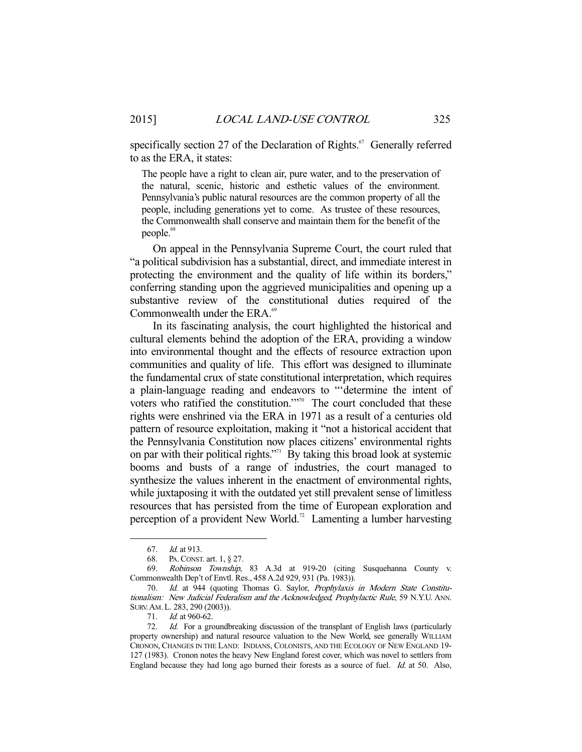specifically section 27 of the Declaration of Rights.[67] Generally referred to as the ERA, it states:

> The people have a right to clean air, pure water, and to the preservation of the natural, scenic, historic and esthetic values of the environment. Pennsylvania's public natural resources are the common property of all the people, including generations yet to come. As trustee of these resources, the Commonwealth shall conserve and maintain them for the benefit of the people.[68]

On appeal in the Pennsylvania Supreme Court, the court ruled that "a political subdivision has a substantial, direct, and immediate interest in protecting the environment and the quality of life within its borders," conferring standing upon the aggrieved municipalities and opening up a substantive review of the constitutional duties required of the Commonwealth under the ERA.[69]

In its fascinating analysis, the court highlighted the historical and cultural elements behind the adoption of the ERA, providing a window into environmental thought and the effects of resource extraction upon communities and quality of life. This effort was designed to illuminate the fundamental crux of state constitutional interpretation, which requires a plain-language reading and endeavors to "'determine the intent of voters who ratified the constitution.'"[70] The court concluded that these rights were enshrined via the ERA in 1971 as a result of a centuries old pattern of resource exploitation, making it "not a historical accident that the Pennsylvania Constitution now places citizens' environmental rights on par with their political rights."[71] By taking this broad look at systemic booms and busts of a range of industries, the court managed to synthesize the values inherent in the enactment of environmental rights, while juxtaposing it with the outdated yet still prevalent sense of limitless resources that has persisted from the time of European exploration and perception of a provident New World.[72] Lamenting a lumber harvesting

---

67. *Id.* at 913.

68. PA. CONST. art. 1, § 27.

69. *Robinson Township*, 83 A.3d at 919-20 (citing Susquehanna County v. Commonwealth Dep't of Envtl. Res., 458 A.2d 929, 931 (Pa. 1983)).

70. *Id.* at 944 (quoting Thomas G. Saylor, *Prophylaxis in Modern State Constitutionalism: New Judicial Federalism and the Acknowledged, Prophylactic Rule*, 59 N.Y.U. ANN. SURV. AM. L. 283, 290 (2003)).

71. *Id.* at 960-62.

72. *Id.* For a groundbreaking discussion of the transplant of English laws (particularly property ownership) and natural resource valuation to the New World, see generally WILLIAM CRONON, CHANGES IN THE LAND: INDIANS, COLONISTS, AND THE ECOLOGY OF NEW ENGLAND 19-127 (1983). Cronon notes the heavy New England forest cover, which was novel to settlers from England because they had long ago burned their forests as a source of fuel. *Id.* at 50. Also,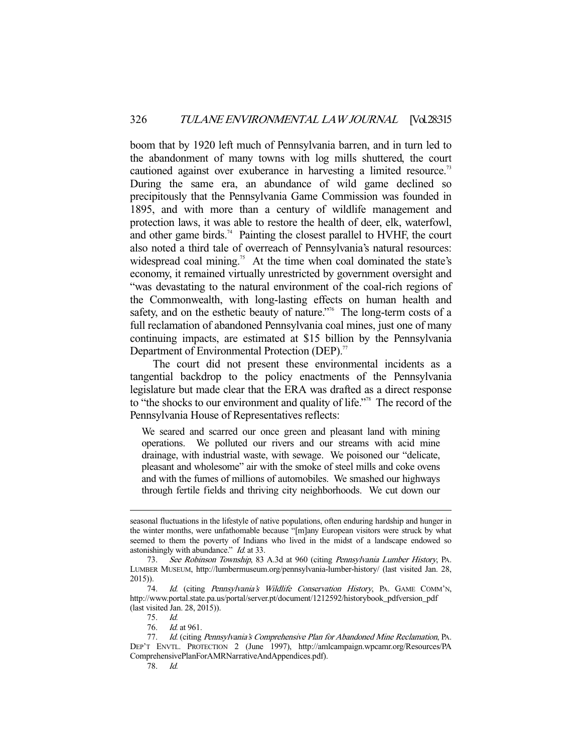boom that by 1920 left much of Pennsylvania barren, and in turn led to the abandonment of many towns with log mills shuttered, the court cautioned against over exuberance in harvesting a limited resource.[73] During the same era, an abundance of wild game declined so precipitously that the Pennsylvania Game Commission was founded in 1895, and with more than a century of wildlife management and protection laws, it was able to restore the health of deer, elk, waterfowl, and other game birds.[74] Painting the closest parallel to HVHF, the court also noted a third tale of overreach of Pennsylvania's natural resources: widespread coal mining.[75] At the time when coal dominated the state's economy, it remained virtually unrestricted by government oversight and "was devastating to the natural environment of the coal-rich regions of the Commonwealth, with long-lasting effects on human health and safety, and on the esthetic beauty of nature."[76] The long-term costs of a full reclamation of abandoned Pennsylvania coal mines, just one of many continuing impacts, are estimated at $15 billion by the Pennsylvania Department of Environmental Protection (DEP).[77]

The court did not present these environmental incidents as a tangential backdrop to the policy enactments of the Pennsylvania legislature but made clear that the ERA was drafted as a direct response to "the shocks to our environment and quality of life."[78] The record of the Pennsylvania House of Representatives reflects:

> We seared and scarred our once green and pleasant land with mining operations. We polluted our rivers and our streams with acid mine drainage, with industrial waste, with sewage. We poisoned our "delicate, pleasant and wholesome" air with the smoke of steel mills and coke ovens and with the fumes of millions of automobiles. We smashed our highways through fertile fields and thriving city neighborhoods. We cut down our

---

seasonal fluctuations in the lifestyle of native populations, often enduring hardship and hunger in the winter months, were unfathomable because "[m]any European visitors were struck by what seemed to them the poverty of Indians who lived in the midst of a landscape endowed so astonishingly with abundance." *Id.* at 33.

73. *See Robinson Township*, 83 A.3d at 960 (citing *Pennsylvania Lumber History*, PA. LUMBER MUSEUM, http://lumbermuseum.org/pennsylvania-lumber-history/ (last visited Jan. 28, 2015)).

74. *Id.* (citing *Pennsylvania's Wildlife Conservation History*, PA. GAME COMM'N, http://www.portal.state.pa.us/portal/server.pt/document/1212592/historybook_pdfversion_pdf (last visited Jan. 28, 2015)).

75. *Id.*

76. *Id.* at 961.

77. *Id.* (citing *Pennsylvania's Comprehensive Plan for Abandoned Mine Reclamation*, PA. DEP'T ENVTL. PROTECTION 2 (June 1997), http://amlcampaign.wpcamr.org/Resources/PAComprehensivePlanForAMRNarrativeAndAppendices.pdf).

78. *Id.*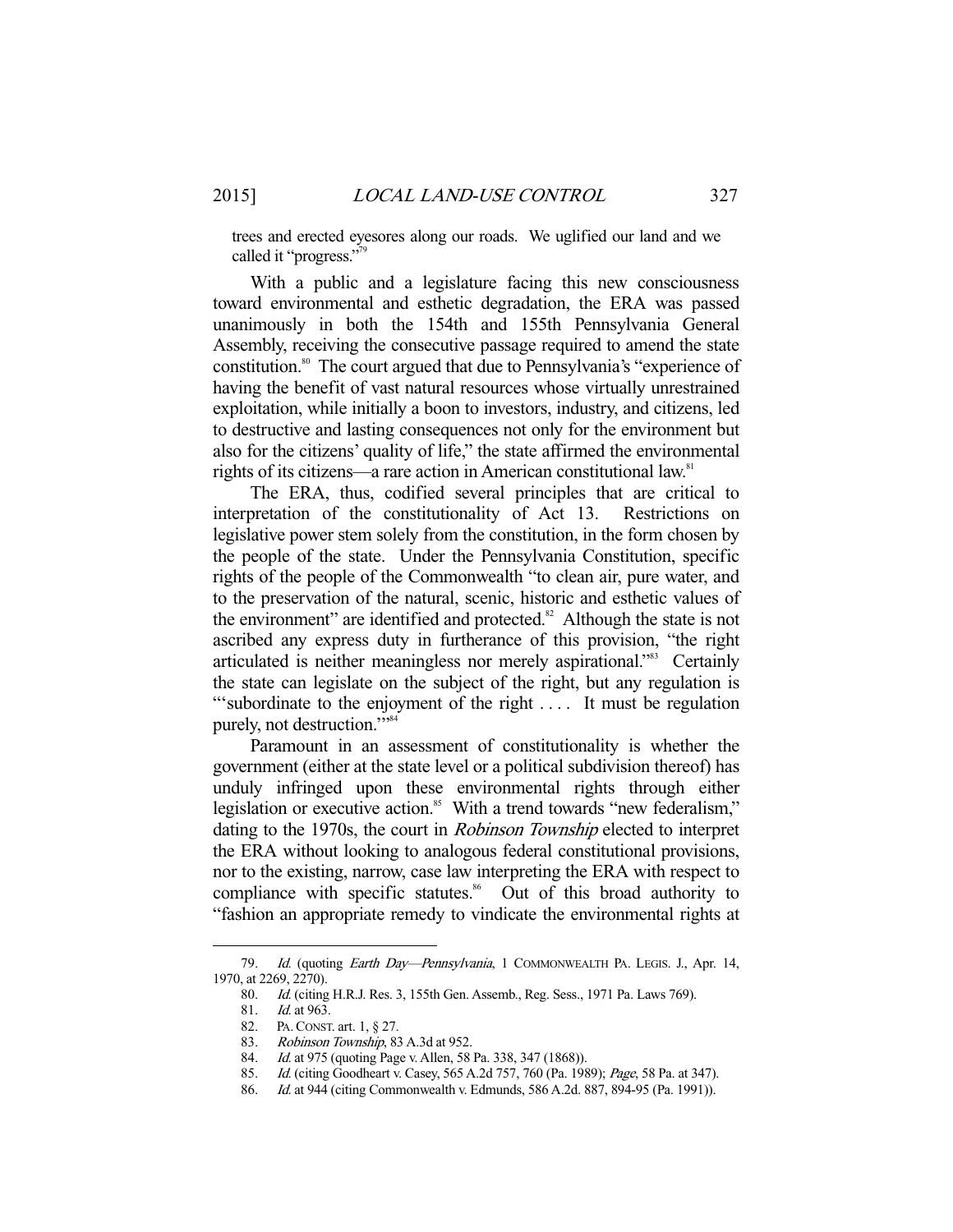trees and erected eyesores along our roads. We uglified our land and we called it "progress."[79]

With a public and a legislature facing this new consciousness toward environmental and esthetic degradation, the ERA was passed unanimously in both the 154th and 155th Pennsylvania General Assembly, receiving the consecutive passage required to amend the state constitution.[80] The court argued that due to Pennsylvania's "experience of having the benefit of vast natural resources whose virtually unrestrained exploitation, while initially a boon to investors, industry, and citizens, led to destructive and lasting consequences not only for the environment but also for the citizens' quality of life," the state affirmed the environmental rights of its citizens—a rare action in American constitutional law.[81]

The ERA, thus, codified several principles that are critical to interpretation of the constitutionality of Act 13. Restrictions on legislative power stem solely from the constitution, in the form chosen by the people of the state. Under the Pennsylvania Constitution, specific rights of the people of the Commonwealth "to clean air, pure water, and to the preservation of the natural, scenic, historic and esthetic values of the environment" are identified and protected.[82] Although the state is not ascribed any express duty in furtherance of this provision, "the right articulated is neither meaningless nor merely aspirational."[83] Certainly the state can legislate on the subject of the right, but any regulation is "'subordinate to the enjoyment of the right . . . . It must be regulation purely, not destruction.'"[84]

Paramount in an assessment of constitutionality is whether the government (either at the state level or a political subdivision thereof) has unduly infringed upon these environmental rights through either legislation or executive action.[85] With a trend towards "new federalism," dating to the 1970s, the court in *Robinson Township* elected to interpret the ERA without looking to analogous federal constitutional provisions, nor to the existing, narrow, case law interpreting the ERA with respect to compliance with specific statutes.[86] Out of this broad authority to "fashion an appropriate remedy to vindicate the environmental rights at

---

79. *Id.* (quoting *Earth Day—Pennsylvania*, 1 COMMONWEALTH PA. LEGIS. J., Apr. 14, 1970, at 2269, 2270).

80. *Id.* (citing H.R.J. Res. 3, 155th Gen. Assemb., Reg. Sess., 1971 Pa. Laws 769).

81. *Id.* at 963.

82. PA. CONST. art. 1, § 27.

83. *Robinson Township*, 83 A.3d at 952.

84. *Id.* at 975 (quoting Page v. Allen, 58 Pa. 338, 347 (1868)).

85. *Id.* (citing Goodheart v. Casey, 565 A.2d 757, 760 (Pa. 1989); *Page*, 58 Pa. at 347).

86. *Id.* at 944 (citing Commonwealth v. Edmunds, 586 A.2d. 887, 894-95 (Pa. 1991)).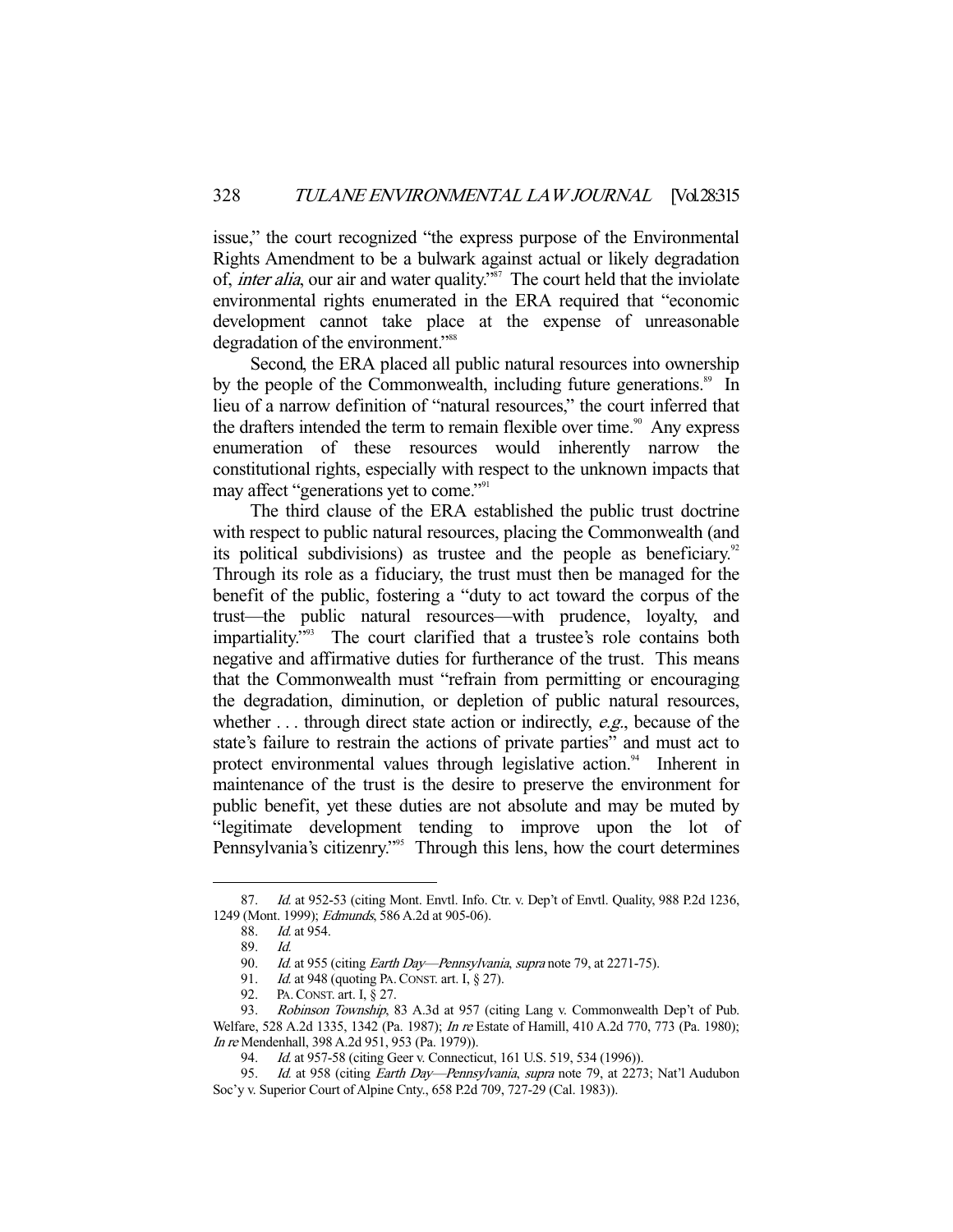issue," the court recognized "the express purpose of the Environmental Rights Amendment to be a bulwark against actual or likely degradation of, *inter alia*, our air and water quality."[87] The court held that the inviolate environmental rights enumerated in the ERA required that "economic development cannot take place at the expense of unreasonable degradation of the environment."[88]

Second, the ERA placed all public natural resources into ownership by the people of the Commonwealth, including future generations.[89] In lieu of a narrow definition of "natural resources," the court inferred that the drafters intended the term to remain flexible over time.[90] Any express enumeration of these resources would inherently narrow the constitutional rights, especially with respect to the unknown impacts that may affect "generations yet to come."[91]

The third clause of the ERA established the public trust doctrine with respect to public natural resources, placing the Commonwealth (and its political subdivisions) as trustee and the people as beneficiary.[92] Through its role as a fiduciary, the trust must then be managed for the benefit of the public, fostering a "duty to act toward the corpus of the trust—the public natural resources—with prudence, loyalty, and impartiality."[93] The court clarified that a trustee's role contains both negative and affirmative duties for furtherance of the trust. This means that the Commonwealth must "refrain from permitting or encouraging the degradation, diminution, or depletion of public natural resources, whether . . . through direct state action or indirectly, *e.g.*, because of the state's failure to restrain the actions of private parties" and must act to protect environmental values through legislative action.[94] Inherent in maintenance of the trust is the desire to preserve the environment for public benefit, yet these duties are not absolute and may be muted by "legitimate development tending to improve upon the lot of Pennsylvania's citizenry."[95] Through this lens, how the court determines

---

87. *Id.* at 952-53 (citing Mont. Envtl. Info. Ctr. v. Dep't of Envtl. Quality, 988 P.2d 1236, 1249 (Mont. 1999); *Edmunds*, 586 A.2d at 905-06).

88. *Id.* at 954.

89. *Id.*

90. *Id.* at 955 (citing *Earth Day—Pennsylvania*, *supra* note 79, at 2271-75).

91. *Id.* at 948 (quoting PA. CONST. art. I, § 27).

92. PA. CONST. art. I, § 27.

93. *Robinson Township*, 83 A.3d at 957 (citing Lang v. Commonwealth Dep't of Pub. Welfare, 528 A.2d 1335, 1342 (Pa. 1987); *In re* Estate of Hamill, 410 A.2d 770, 773 (Pa. 1980); *In re* Mendenhall, 398 A.2d 951, 953 (Pa. 1979)).

94. *Id.* at 957-58 (citing Geer v. Connecticut, 161 U.S. 519, 534 (1996)).

95. *Id.* at 958 (citing *Earth Day—Pennsylvania*, *supra* note 79, at 2273; Nat'l Audubon Soc'y v. Superior Court of Alpine Cnty., 658 P.2d 709, 727-29 (Cal. 1983)).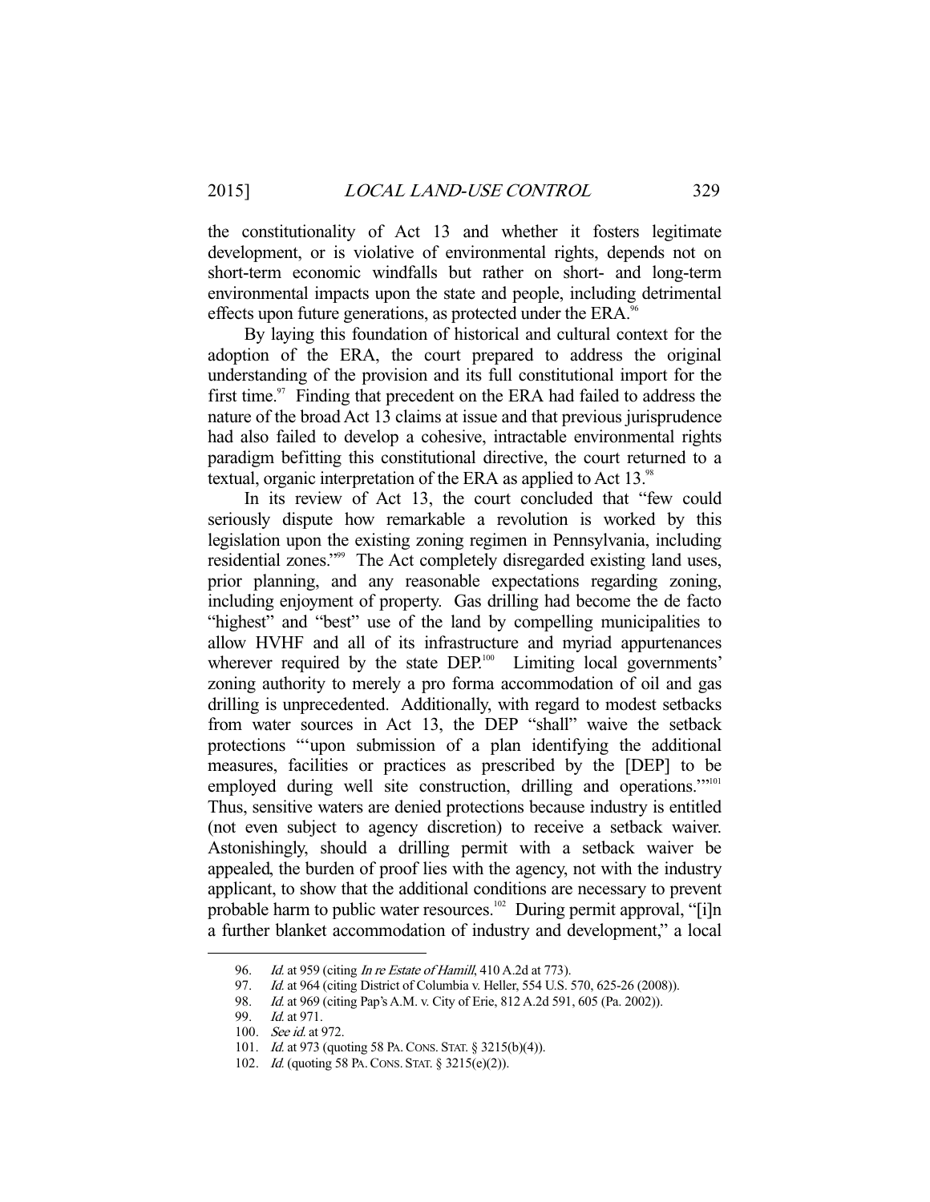the constitutionality of Act 13 and whether it fosters legitimate development, or is violative of environmental rights, depends not on short-term economic windfalls but rather on short- and long-term environmental impacts upon the state and people, including detrimental effects upon future generations, as protected under the ERA.[96]

By laying this foundation of historical and cultural context for the adoption of the ERA, the court prepared to address the original understanding of the provision and its full constitutional import for the first time.[97] Finding that precedent on the ERA had failed to address the nature of the broad Act 13 claims at issue and that previous jurisprudence had also failed to develop a cohesive, intractable environmental rights paradigm befitting this constitutional directive, the court returned to a textual, organic interpretation of the ERA as applied to Act 13.[98]

In its review of Act 13, the court concluded that "few could seriously dispute how remarkable a revolution is worked by this legislation upon the existing zoning regimen in Pennsylvania, including residential zones."[99] The Act completely disregarded existing land uses, prior planning, and any reasonable expectations regarding zoning, including enjoyment of property. Gas drilling had become the de facto "highest" and "best" use of the land by compelling municipalities to allow HVHF and all of its infrastructure and myriad appurtenances wherever required by the state DEP.[100] Limiting local governments' zoning authority to merely a pro forma accommodation of oil and gas drilling is unprecedented. Additionally, with regard to modest setbacks from water sources in Act 13, the DEP "shall" waive the setback protections "'upon submission of a plan identifying the additional measures, facilities or practices as prescribed by the [DEP] to be employed during well site construction, drilling and operations.'"[101] Thus, sensitive waters are denied protections because industry is entitled (not even subject to agency discretion) to receive a setback waiver. Astonishingly, should a drilling permit with a setback waiver be appealed, the burden of proof lies with the agency, not with the industry applicant, to show that the additional conditions are necessary to prevent probable harm to public water resources.[102] During permit approval, "[i]n a further blanket accommodation of industry and development," a local

---

96. *Id.* at 959 (citing *In re Estate of Hamill*, 410 A.2d at 773).

97. *Id.* at 964 (citing District of Columbia v. Heller, 554 U.S. 570, 625-26 (2008)).

98. *Id.* at 969 (citing Pap's A.M. v. City of Erie, 812 A.2d 591, 605 (Pa. 2002)).

99. *Id.* at 971.

100. *See id.* at 972.

101. *Id.* at 973 (quoting 58 PA. CONS. STAT. § 3215(b)(4)).

102. *Id.* (quoting 58 PA. CONS. STAT. § 3215(e)(2)).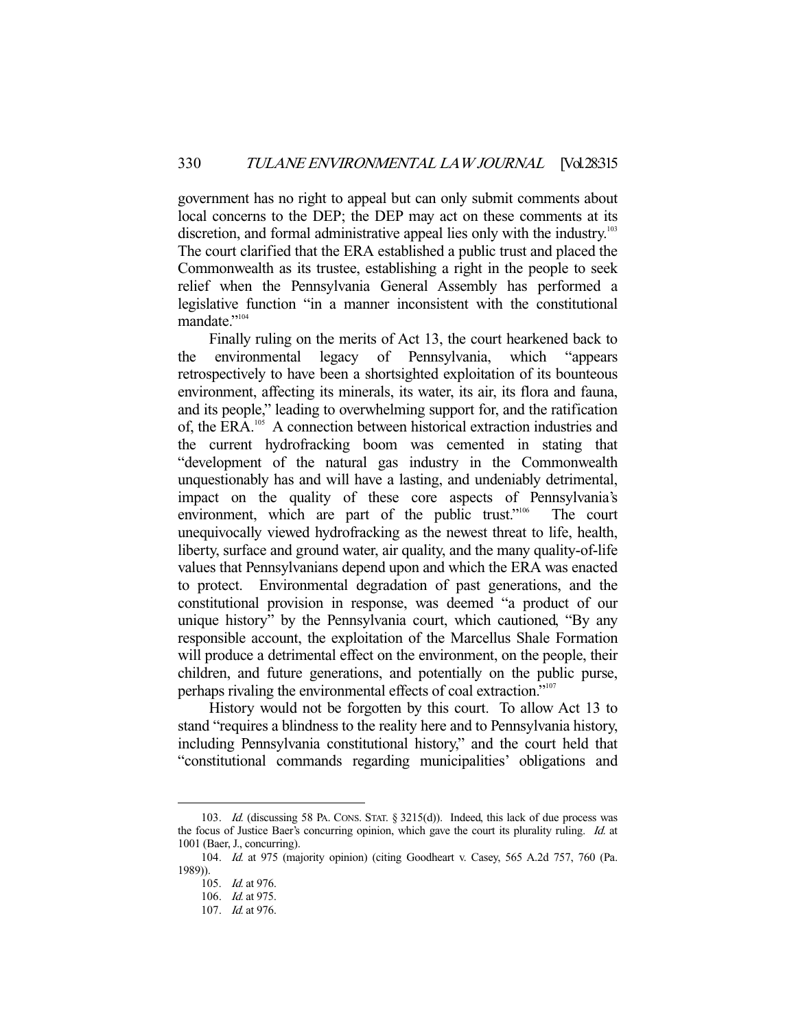government has no right to appeal but can only submit comments about local concerns to the DEP; the DEP may act on these comments at its discretion, and formal administrative appeal lies only with the industry.[103] The court clarified that the ERA established a public trust and placed the Commonwealth as its trustee, establishing a right in the people to seek relief when the Pennsylvania General Assembly has performed a legislative function "in a manner inconsistent with the constitutional mandate."[104]

Finally ruling on the merits of Act 13, the court hearkened back to the environmental legacy of Pennsylvania, which "appears retrospectively to have been a shortsighted exploitation of its bounteous environment, affecting its minerals, its water, its air, its flora and fauna, and its people," leading to overwhelming support for, and the ratification of, the ERA.[105] A connection between historical extraction industries and the current hydrofracking boom was cemented in stating that "development of the natural gas industry in the Commonwealth unquestionably has and will have a lasting, and undeniably detrimental, impact on the quality of these core aspects of Pennsylvania's environment, which are part of the public trust."[106] The court unequivocally viewed hydrofracking as the newest threat to life, health, liberty, surface and ground water, air quality, and the many quality-of-life values that Pennsylvanians depend upon and which the ERA was enacted to protect. Environmental degradation of past generations, and the constitutional provision in response, was deemed "a product of our unique history" by the Pennsylvania court, which cautioned, "By any responsible account, the exploitation of the Marcellus Shale Formation will produce a detrimental effect on the environment, on the people, their children, and future generations, and potentially on the public purse, perhaps rivaling the environmental effects of coal extraction."[107]

History would not be forgotten by this court. To allow Act 13 to stand "requires a blindness to the reality here and to Pennsylvania history, including Pennsylvania constitutional history," and the court held that "constitutional commands regarding municipalities' obligations and

---

103. *Id.* (discussing 58 PA. CONS. STAT. § 3215(d)). Indeed, this lack of due process was the focus of Justice Baer's concurring opinion, which gave the court its plurality ruling. *Id.* at 1001 (Baer, J., concurring).

104. *Id.* at 975 (majority opinion) (citing Goodheart v. Casey, 565 A.2d 757, 760 (Pa. 1989)).

105. *Id.* at 976.

106. *Id.* at 975.

107. *Id.* at 976.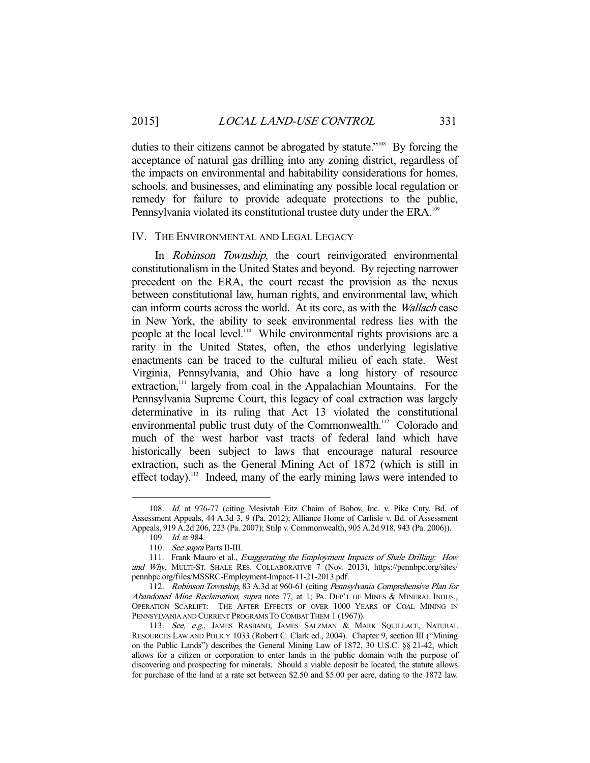duties to their citizens cannot be abrogated by statute."[108] By forcing the acceptance of natural gas drilling into any zoning district, regardless of the impacts on environmental and habitability considerations for homes, schools, and businesses, and eliminating any possible local regulation or remedy for failure to provide adequate protections to the public, Pennsylvania violated its constitutional trustee duty under the ERA.[109]

## IV. The Environmental and Legal Legacy

In *Robinson Township*, the court reinvigorated environmental constitutionalism in the United States and beyond. By rejecting narrower precedent on the ERA, the court recast the provision as the nexus between constitutional law, human rights, and environmental law, which can inform courts across the world. At its core, as with the *Wallach* case in New York, the ability to seek environmental redress lies with the people at the local level.[110] While environmental rights provisions are a rarity in the United States, often, the ethos underlying legislative enactments can be traced to the cultural milieu of each state. West Virginia, Pennsylvania, and Ohio have a long history of resource extraction,[111] largely from coal in the Appalachian Mountains. For the Pennsylvania Supreme Court, this legacy of coal extraction was largely determinative in its ruling that Act 13 violated the constitutional environmental public trust duty of the Commonwealth.[112] Colorado and much of the west harbor vast tracts of federal land which have historically been subject to laws that encourage natural resource extraction, such as the General Mining Act of 1872 (which is still in effect today).[113] Indeed, many of the early mining laws were intended to

---

108. *Id.* at 976-77 (citing Mesivtah Eitz Chaim of Bobov, Inc. v. Pike Cnty. Bd. of Assessment Appeals, 44 A.3d 3, 9 (Pa. 2012); Alliance Home of Carlisle v. Bd. of Assessment Appeals, 919 A.2d 206, 223 (Pa. 2007); Stilp v. Commonwealth, 905 A.2d 918, 943 (Pa. 2006)).

109. *Id.* at 984.

110. *See supra* Parts II-III.

111. Frank Mauro et al., *Exaggerating the Employment Impacts of Shale Drilling: How and Why*, MULTI-ST. SHALE RES. COLLABORATIVE 7 (Nov. 2013), https://pennbpc.org/sites/pennbpc.org/files/MSSRC-Employment-Impact-11-21-2013.pdf.

112. *Robinson Township*, 83 A.3d at 960-61 (citing *Pennsylvania Comprehensive Plan for Abandoned Mine Reclamation*, *supra* note 77, at 1; PA. DEP'T OF MINES & MINERAL INDUS., OPERATION SCARLIFT: THE AFTER EFFECTS OF OVER 1000 YEARS OF COAL MINING IN PENNSYLVANIA AND CURRENT PROGRAMS TO COMBAT THEM 1 (1967)).

113. *See, e.g.*, JAMES RASBAND, JAMES SALZMAN & MARK SQUILLACE, NATURAL RESOURCES LAW AND POLICY 1033 (Robert C. Clark ed., 2004). Chapter 9, section III ("Mining on the Public Lands") describes the General Mining Law of 1872, 30 U.S.C. §§ 21-42, which allows for a citizen or corporation to enter lands in the public domain with the purpose of discovering and prospecting for minerals. Should a viable deposit be located, the statute allows for purchase of the land at a rate set between \$2.50 and \$5.00 per acre, dating to the 1872 law.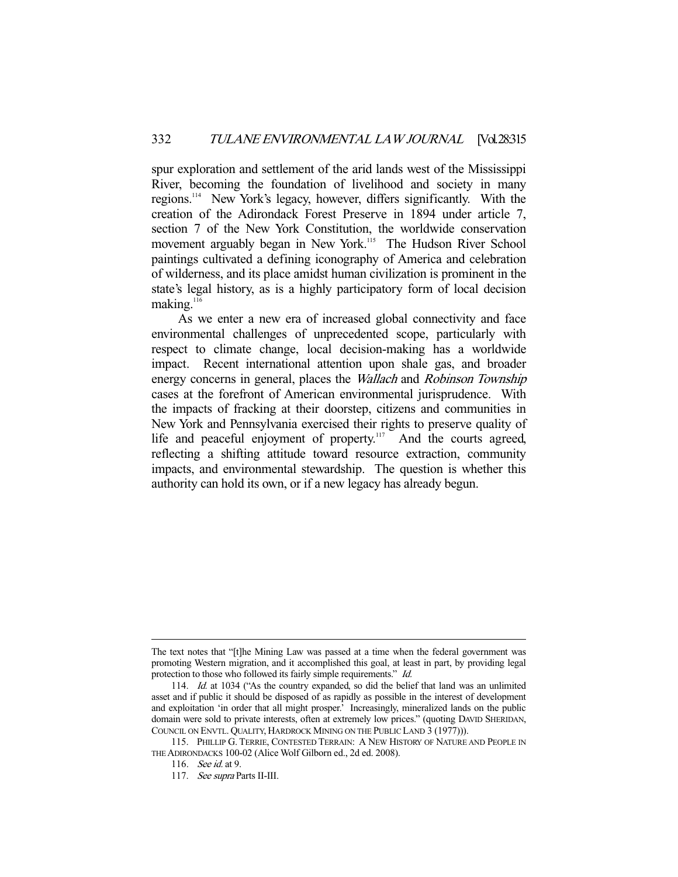spur exploration and settlement of the arid lands west of the Mississippi River, becoming the foundation of livelihood and society in many regions.[114] New York's legacy, however, differs significantly. With the creation of the Adirondack Forest Preserve in 1894 under article 7, section 7 of the New York Constitution, the worldwide conservation movement arguably began in New York.[115] The Hudson River School paintings cultivated a defining iconography of America and celebration of wilderness, and its place amidst human civilization is prominent in the state's legal history, as is a highly participatory form of local decision making.[116]

As we enter a new era of increased global connectivity and face environmental challenges of unprecedented scope, particularly with respect to climate change, local decision-making has a worldwide impact. Recent international attention upon shale gas, and broader energy concerns in general, places the *Wallach* and *Robinson Township* cases at the forefront of American environmental jurisprudence. With the impacts of fracking at their doorstep, citizens and communities in New York and Pennsylvania exercised their rights to preserve quality of life and peaceful enjoyment of property.[117] And the courts agreed, reflecting a shifting attitude toward resource extraction, community impacts, and environmental stewardship. The question is whether this authority can hold its own, or if a new legacy has already begun.

---

The text notes that "[t]he Mining Law was passed at a time when the federal government was promoting Western migration, and it accomplished this goal, at least in part, by providing legal protection to those who followed its fairly simple requirements." *Id.*

114. *Id.* at 1034 ("As the country expanded, so did the belief that land was an unlimited asset and if public it should be disposed of as rapidly as possible in the interest of development and exploitation 'in order that all might prosper.' Increasingly, mineralized lands on the public domain were sold to private interests, often at extremely low prices." (quoting DAVID SHERIDAN, COUNCIL ON ENVTL. QUALITY, HARDROCK MINING ON THE PUBLIC LAND 3 (1977))).

115. PHILLIP G. TERRIE, CONTESTED TERRAIN: A NEW HISTORY OF NATURE AND PEOPLE IN THE ADIRONDACKS 100-02 (Alice Wolf Gilborn ed., 2d ed. 2008).

116. *See id.* at 9.

117. *See supra* Parts II-III.